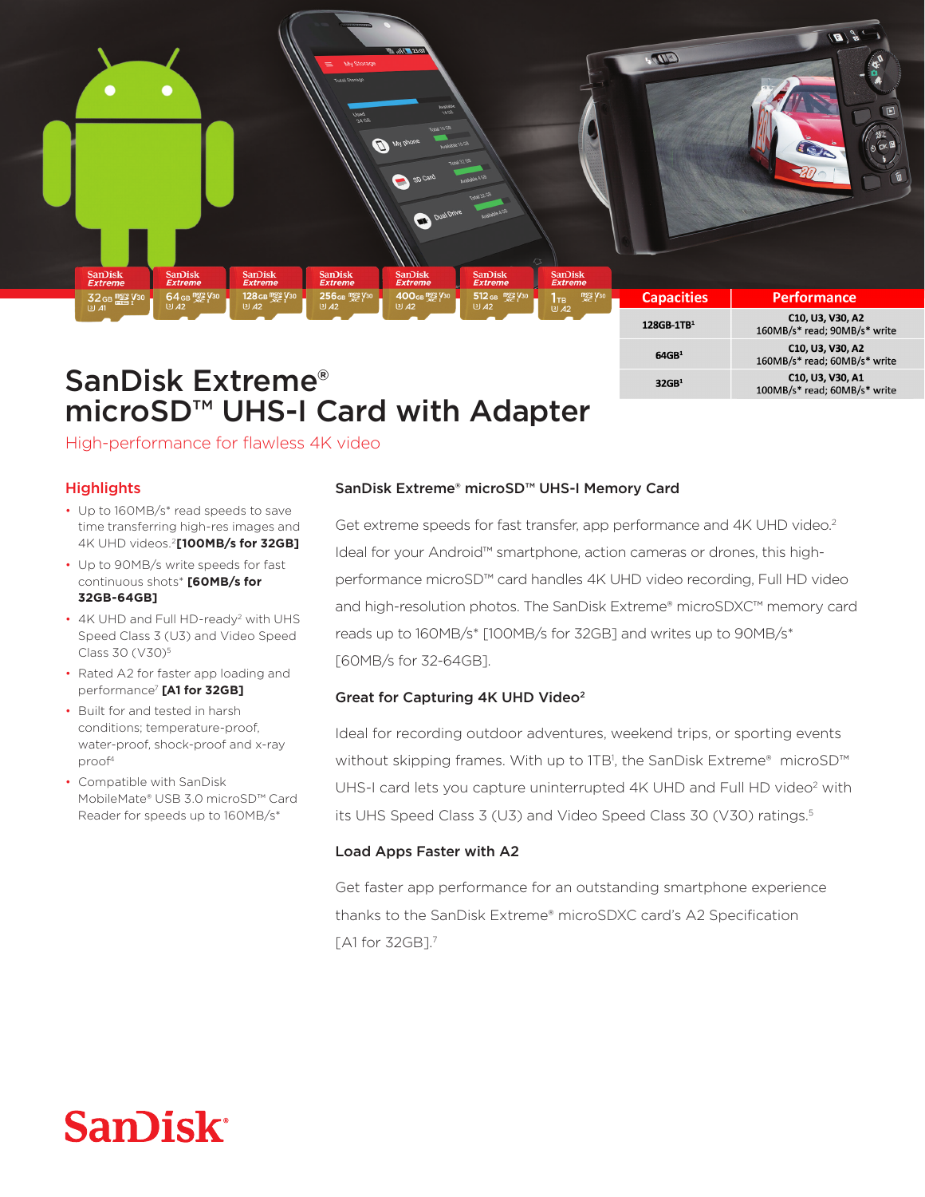| Capacities | Performance |
|---|---|
| 128GB-1TB[1] | C10, U3, V30, A2 160MB/s* read; 90MB/s* write |
| 64GB[1] | C10, U3, V30, A2 160MB/s* read; 60MB/s* write |
| 32GB[1] | C10, U3, V30, A1 100MB/s* read; 60MB/s* write |

# SanDisk Extreme® microSD™ UHS-I Card with Adapter

High-performance for flawless 4K video

## Highlights

- Up to 160MB/s* read speeds to save time transferring high-res images and 4K UHD videos.[2] **[100MB/s for 32GB]**
- Up to 90MB/s write speeds for fast continuous shots* **[60MB/s for 32GB-64GB]**
- 4K UHD and Full HD-ready[2] with UHS Speed Class 3 (U3) and Video Speed Class 30 (V30)[5]
- Rated A2 for faster app loading and performance[7] **[A1 for 32GB]**
- Built for and tested in harsh conditions; temperature-proof, water-proof, shock-proof and x-ray proof[4]
- Compatible with SanDisk MobileMate® USB 3.0 microSD™ Card Reader for speeds up to 160MB/s*

## SanDisk Extreme® microSD™ UHS-I Memory Card

Get extreme speeds for fast transfer, app performance and 4K UHD video.[2] Ideal for your Android™ smartphone, action cameras or drones, this high-performance microSD™ card handles 4K UHD video recording, Full HD video and high-resolution photos. The SanDisk Extreme® microSDXC™ memory card reads up to 160MB/s* [100MB/s for 32GB] and writes up to 90MB/s* [60MB/s for 32-64GB].

### Great for Capturing 4K UHD Video[2]

Ideal for recording outdoor adventures, weekend trips, or sporting events without skipping frames. With up to 1TB[1], the SanDisk Extreme® microSD™ UHS-I card lets you capture uninterrupted 4K UHD and Full HD video[2] with its UHS Speed Class 3 (U3) and Video Speed Class 30 (V30) ratings.[5]

### Load Apps Faster with A2

Get faster app performance for an outstanding smartphone experience thanks to the SanDisk Extreme® microSDXC card's A2 Specification [A1 for 32GB].[7]

SanDisk®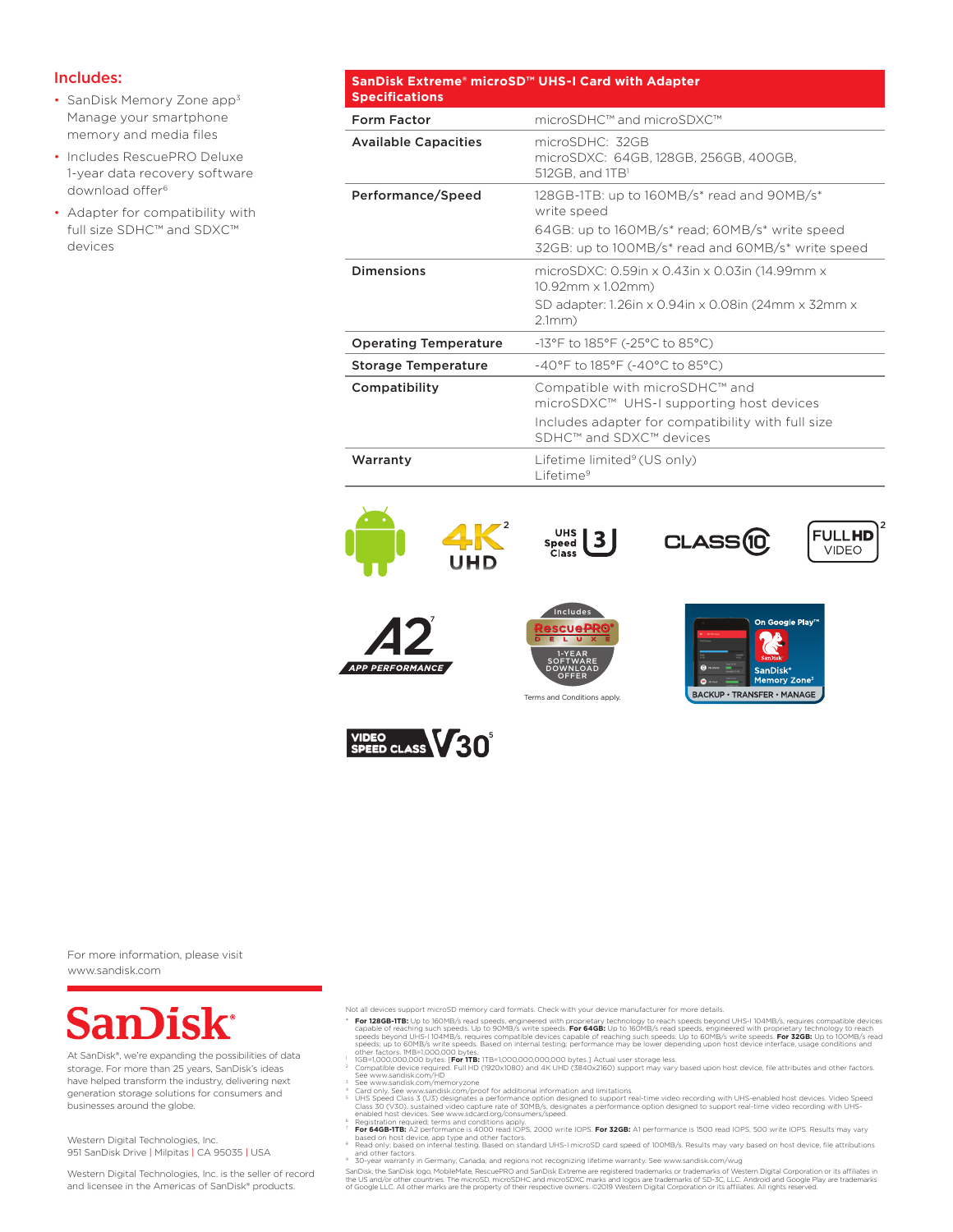## Includes:

- SanDisk Memory Zone app[3] Manage your smartphone memory and media files
- Includes RescuePRO Deluxe 1-year data recovery software download offer[6]
- Adapter for compatibility with full size SDHC™ and SDXC™ devices

| SanDisk Extreme® microSD™ UHS-I Card with Adapter Specifications | |
|---|---|
| **Form Factor** | microSDHC™ and microSDXC™ |
| **Available Capacities** | microSDHC: 32GB<br>microSDXC: 64GB, 128GB, 256GB, 400GB, 512GB, and 1TB[1] |
| **Performance/Speed** | 128GB-1TB: up to 160MB/s* read and 90MB/s* write speed<br>64GB: up to 160MB/s* read; 60MB/s* write speed<br>32GB: up to 100MB/s* read and 60MB/s* write speed |
| **Dimensions** | microSDXC: 0.59in x 0.43in x 0.03in (14.99mm x 10.92mm x 1.02mm)<br>SD adapter: 1.26in x 0.94in x 0.08in (24mm x 32mm x 2.1mm) |
| **Operating Temperature** | -13°F to 185°F (-25°C to 85°C) |
| **Storage Temperature** | -40°F to 185°F (-40°C to 85°C) |
| **Compatibility** | Compatible with microSDHC™ and microSDXC™ UHS-I supporting host devices<br>Includes adapter for compatibility with full size SDHC™ and SDXC™ devices |
| **Warranty** | Lifetime limited[9] (US only)<br>Lifetime[9] |

4K UHD[2]

UHS Speed Class 3

CLASS 10

FULL HD VIDEO[2]

A2[7] APP PERFORMANCE

Includes RescuePRO® DELUXE 1-YEAR SOFTWARE DOWNLOAD OFFER

Terms and Conditions apply.

On Google Play™ SanDisk® Memory Zone[3] BACKUP • TRANSFER • MANAGE

VIDEO SPEED CLASS V30[5]

For more information, please visit www.sandisk.com

**SanDisk®**

At SanDisk®, we're expanding the possibilities of data storage. For more than 25 years, SanDisk's ideas have helped transform the industry, delivering next generation storage solutions for consumers and businesses around the globe.

Western Digital Technologies, Inc.
951 SanDisk Drive | Milpitas | CA 95035 | USA

Western Digital Technologies, Inc. is the seller of record and licensee in the Americas of SanDisk® products.

Not all devices support microSD memory card formats. Check with your device manufacturer for more details.

\* **For 128GB-1TB:** Up to 160MB/s read speeds, engineered with proprietary technology to reach speeds beyond UHS-I 104MB/s, requires compatible devices capable of reaching such speeds. Up to 90MB/s write speeds. **For 64GB:** Up to 160MB/s read speeds, engineered with proprietary technology to reach speeds beyond UHS-I 104MB/s, requires compatible devices capable of reaching such speeds. Up to 60MB/s write speeds. **For 32GB:** Up to 100MB/s read speeds; up to 60MB/s write speeds. Based on internal testing; performance may be lower depending upon host device interface, usage conditions and other factors. 1MB=1,000,000 bytes.

1 1GB=1,000,000,000 bytes. [**For 1TB:** 1TB=1,000,000,000,000 bytes.] Actual user storage less.

2 Compatible device required. Full HD (1920x1080) and 4K UHD (3840x2160) support may vary based upon host device, file attributes and other factors. See www.sandisk.com/HD

3 See www.sandisk.com/memoryzone

4 Card only. See www.sandisk.com/proof for additional information and limitations.

5 UHS Speed Class 3 (U3) designates a performance option designed to support real-time video recording with UHS-enabled host devices. Video Speed Class 30 (V30), sustained video capture rate of 30MB/s, designates a performance option designed to support real-time video recording with UHS-enabled host devices. See www.sdcard.org/consumers/speed.

6 Registration required; terms and conditions apply.

7 **For 64GB-1TB:** A2 performance is 4000 read IOPS, 2000 write IOPS. **For 32GB:** A1 performance is 1500 read IOPS, 500 write IOPS. Results may vary based on host device, app type and other factors.

8 Read only; based on internal testing. Based on standard UHS-I microSD card speed of 100MB/s. Results may vary based on host device, file attributes and other factors.

9 30-year warranty in Germany, Canada, and regions not recognizing lifetime warranty. See www.sandisk.com/wug

SanDisk, the SanDisk logo, MobileMate, RescuePRO and SanDisk Extreme are registered trademarks or trademarks of Western Digital Corporation or its affiliates in the US and/or other countries. The microSD, microSDHC and microSDXC marks and logos are trademarks of SD-3C, LLC. Android and Google Play are trademarks of Google LLC. All other marks are the property of their respective owners. ©2019 Western Digital Corporation or its affiliates. All rights reserved.